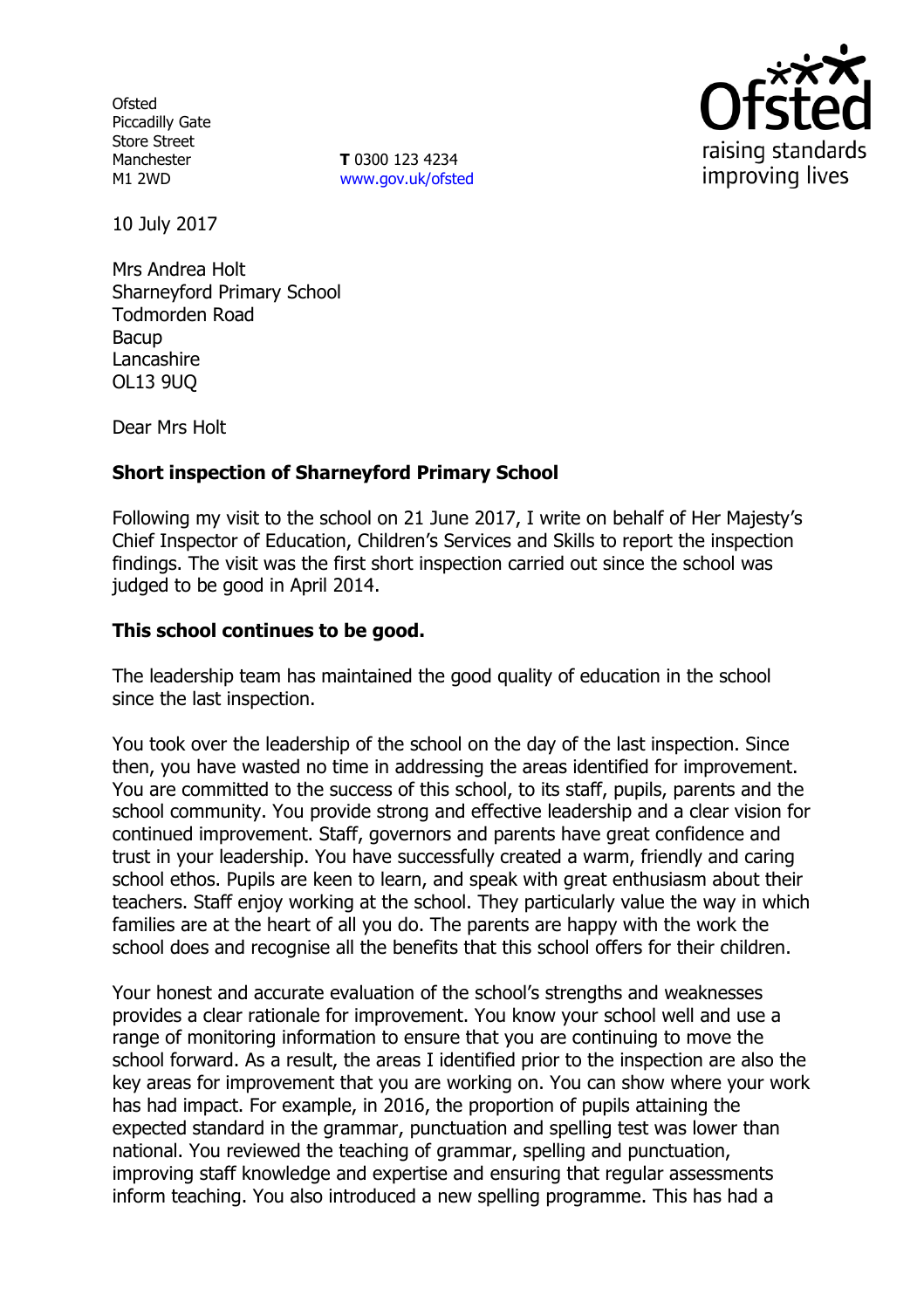Ofsted
Piccadilly Gate
Store Street
Manchester
M1 2WD

**T** 0300 123 4234
www.gov.uk/ofsted

10 July 2017

Mrs Andrea Holt
Sharneyford Primary School
Todmorden Road
Bacup
Lancashire
OL13 9UQ

Dear Mrs Holt

**Short inspection of Sharneyford Primary School**

Following my visit to the school on 21 June 2017, I write on behalf of Her Majesty's Chief Inspector of Education, Children's Services and Skills to report the inspection findings. The visit was the first short inspection carried out since the school was judged to be good in April 2014.

**This school continues to be good.**

The leadership team has maintained the good quality of education in the school since the last inspection.

You took over the leadership of the school on the day of the last inspection. Since then, you have wasted no time in addressing the areas identified for improvement. You are committed to the success of this school, to its staff, pupils, parents and the school community. You provide strong and effective leadership and a clear vision for continued improvement. Staff, governors and parents have great confidence and trust in your leadership. You have successfully created a warm, friendly and caring school ethos. Pupils are keen to learn, and speak with great enthusiasm about their teachers. Staff enjoy working at the school. They particularly value the way in which families are at the heart of all you do. The parents are happy with the work the school does and recognise all the benefits that this school offers for their children.

Your honest and accurate evaluation of the school's strengths and weaknesses provides a clear rationale for improvement. You know your school well and use a range of monitoring information to ensure that you are continuing to move the school forward. As a result, the areas I identified prior to the inspection are also the key areas for improvement that you are working on. You can show where your work has had impact. For example, in 2016, the proportion of pupils attaining the expected standard in the grammar, punctuation and spelling test was lower than national. You reviewed the teaching of grammar, spelling and punctuation, improving staff knowledge and expertise and ensuring that regular assessments inform teaching. You also introduced a new spelling programme. This has had a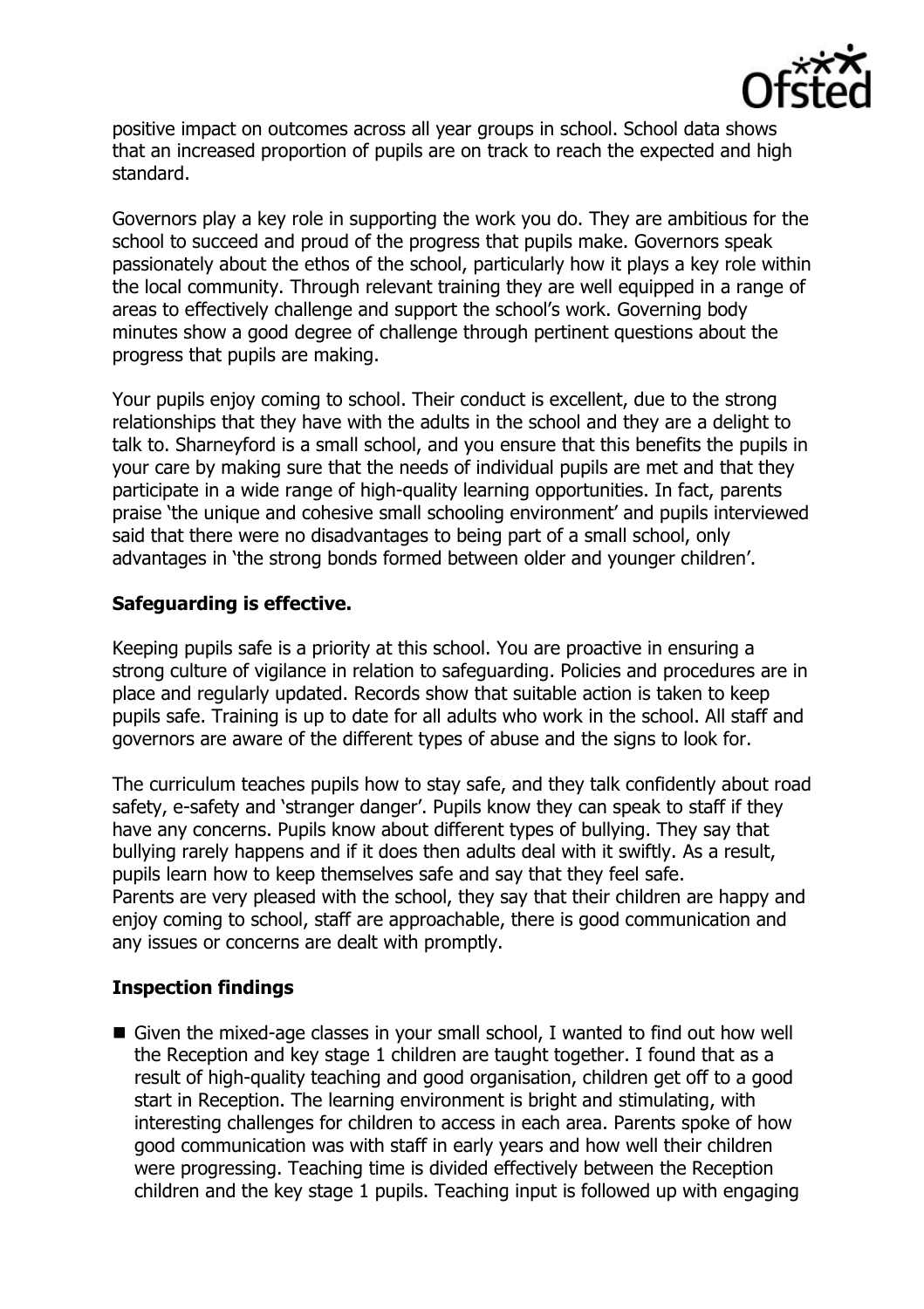positive impact on outcomes across all year groups in school. School data shows that an increased proportion of pupils are on track to reach the expected and high standard.

Governors play a key role in supporting the work you do. They are ambitious for the school to succeed and proud of the progress that pupils make. Governors speak passionately about the ethos of the school, particularly how it plays a key role within the local community. Through relevant training they are well equipped in a range of areas to effectively challenge and support the school's work. Governing body minutes show a good degree of challenge through pertinent questions about the progress that pupils are making.

Your pupils enjoy coming to school. Their conduct is excellent, due to the strong relationships that they have with the adults in the school and they are a delight to talk to. Sharneyford is a small school, and you ensure that this benefits the pupils in your care by making sure that the needs of individual pupils are met and that they participate in a wide range of high-quality learning opportunities. In fact, parents praise 'the unique and cohesive small schooling environment' and pupils interviewed said that there were no disadvantages to being part of a small school, only advantages in 'the strong bonds formed between older and younger children'.

## Safeguarding is effective.

Keeping pupils safe is a priority at this school. You are proactive in ensuring a strong culture of vigilance in relation to safeguarding. Policies and procedures are in place and regularly updated. Records show that suitable action is taken to keep pupils safe. Training is up to date for all adults who work in the school. All staff and governors are aware of the different types of abuse and the signs to look for.

The curriculum teaches pupils how to stay safe, and they talk confidently about road safety, e-safety and 'stranger danger'. Pupils know they can speak to staff if they have any concerns. Pupils know about different types of bullying. They say that bullying rarely happens and if it does then adults deal with it swiftly. As a result, pupils learn how to keep themselves safe and say that they feel safe.
Parents are very pleased with the school, they say that their children are happy and enjoy coming to school, staff are approachable, there is good communication and any issues or concerns are dealt with promptly.

## Inspection findings

- Given the mixed-age classes in your small school, I wanted to find out how well the Reception and key stage 1 children are taught together. I found that as a result of high-quality teaching and good organisation, children get off to a good start in Reception. The learning environment is bright and stimulating, with interesting challenges for children to access in each area. Parents spoke of how good communication was with staff in early years and how well their children were progressing. Teaching time is divided effectively between the Reception children and the key stage 1 pupils. Teaching input is followed up with engaging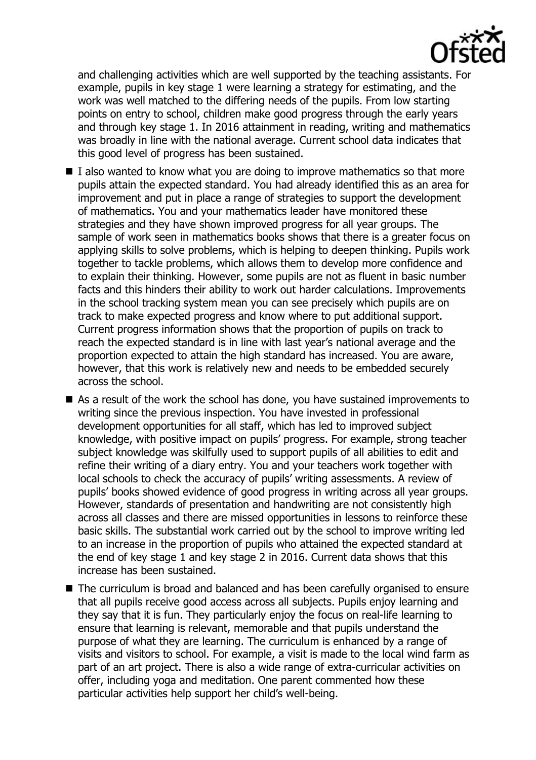and challenging activities which are well supported by the teaching assistants. For example, pupils in key stage 1 were learning a strategy for estimating, and the work was well matched to the differing needs of the pupils. From low starting points on entry to school, children make good progress through the early years and through key stage 1. In 2016 attainment in reading, writing and mathematics was broadly in line with the national average. Current school data indicates that this good level of progress has been sustained.

- I also wanted to know what you are doing to improve mathematics so that more pupils attain the expected standard. You had already identified this as an area for improvement and put in place a range of strategies to support the development of mathematics. You and your mathematics leader have monitored these strategies and they have shown improved progress for all year groups. The sample of work seen in mathematics books shows that there is a greater focus on applying skills to solve problems, which is helping to deepen thinking. Pupils work together to tackle problems, which allows them to develop more confidence and to explain their thinking. However, some pupils are not as fluent in basic number facts and this hinders their ability to work out harder calculations. Improvements in the school tracking system mean you can see precisely which pupils are on track to make expected progress and know where to put additional support. Current progress information shows that the proportion of pupils on track to reach the expected standard is in line with last year's national average and the proportion expected to attain the high standard has increased. You are aware, however, that this work is relatively new and needs to be embedded securely across the school.
- As a result of the work the school has done, you have sustained improvements to writing since the previous inspection. You have invested in professional development opportunities for all staff, which has led to improved subject knowledge, with positive impact on pupils' progress. For example, strong teacher subject knowledge was skilfully used to support pupils of all abilities to edit and refine their writing of a diary entry. You and your teachers work together with local schools to check the accuracy of pupils' writing assessments. A review of pupils' books showed evidence of good progress in writing across all year groups. However, standards of presentation and handwriting are not consistently high across all classes and there are missed opportunities in lessons to reinforce these basic skills. The substantial work carried out by the school to improve writing led to an increase in the proportion of pupils who attained the expected standard at the end of key stage 1 and key stage 2 in 2016. Current data shows that this increase has been sustained.
- The curriculum is broad and balanced and has been carefully organised to ensure that all pupils receive good access across all subjects. Pupils enjoy learning and they say that it is fun. They particularly enjoy the focus on real-life learning to ensure that learning is relevant, memorable and that pupils understand the purpose of what they are learning. The curriculum is enhanced by a range of visits and visitors to school. For example, a visit is made to the local wind farm as part of an art project. There is also a wide range of extra-curricular activities on offer, including yoga and meditation. One parent commented how these particular activities help support her child's well-being.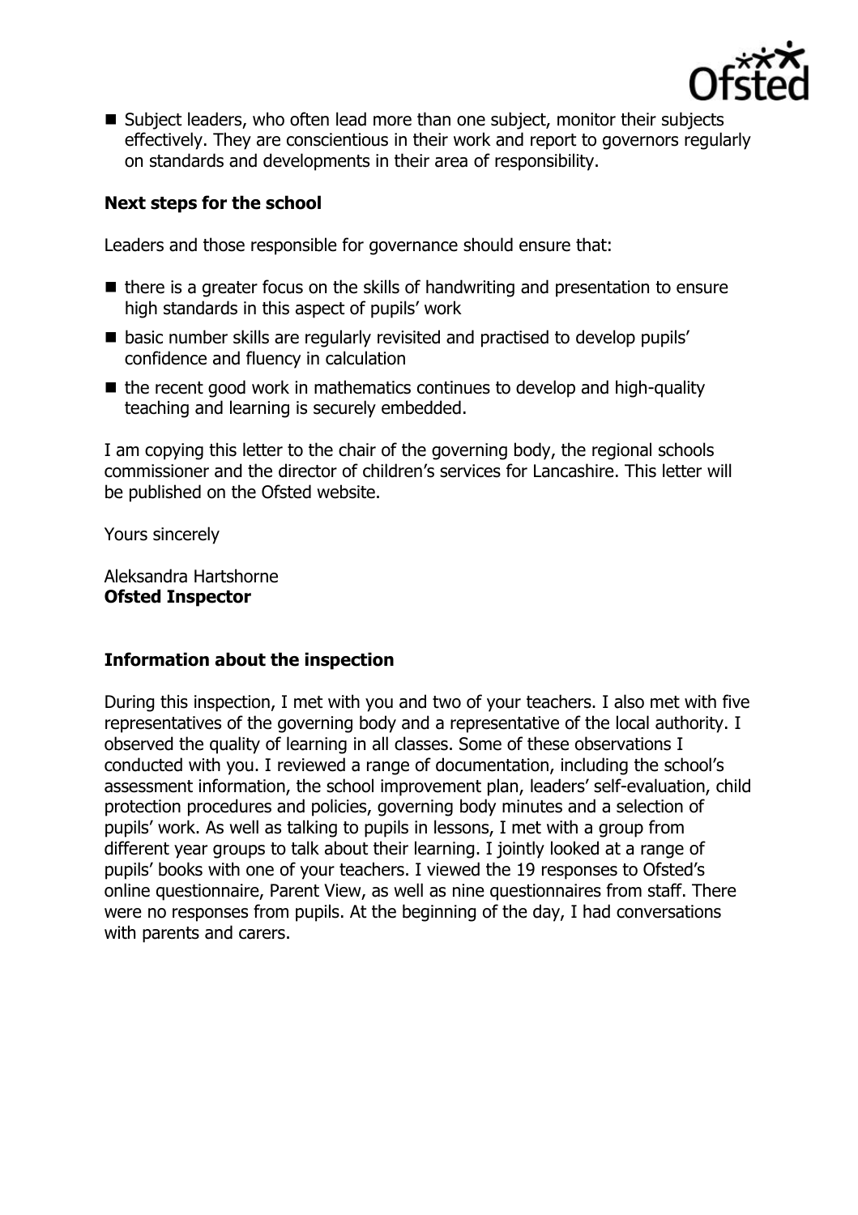- Subject leaders, who often lead more than one subject, monitor their subjects effectively. They are conscientious in their work and report to governors regularly on standards and developments in their area of responsibility.

### Next steps for the school

Leaders and those responsible for governance should ensure that:

- there is a greater focus on the skills of handwriting and presentation to ensure high standards in this aspect of pupils' work
- basic number skills are regularly revisited and practised to develop pupils' confidence and fluency in calculation
- the recent good work in mathematics continues to develop and high-quality teaching and learning is securely embedded.

I am copying this letter to the chair of the governing body, the regional schools commissioner and the director of children's services for Lancashire. This letter will be published on the Ofsted website.

Yours sincerely

Aleksandra Hartshorne
**Ofsted Inspector**

### Information about the inspection

During this inspection, I met with you and two of your teachers. I also met with five representatives of the governing body and a representative of the local authority. I observed the quality of learning in all classes. Some of these observations I conducted with you. I reviewed a range of documentation, including the school's assessment information, the school improvement plan, leaders' self-evaluation, child protection procedures and policies, governing body minutes and a selection of pupils' work. As well as talking to pupils in lessons, I met with a group from different year groups to talk about their learning. I jointly looked at a range of pupils' books with one of your teachers. I viewed the 19 responses to Ofsted's online questionnaire, Parent View, as well as nine questionnaires from staff. There were no responses from pupils. At the beginning of the day, I had conversations with parents and carers.